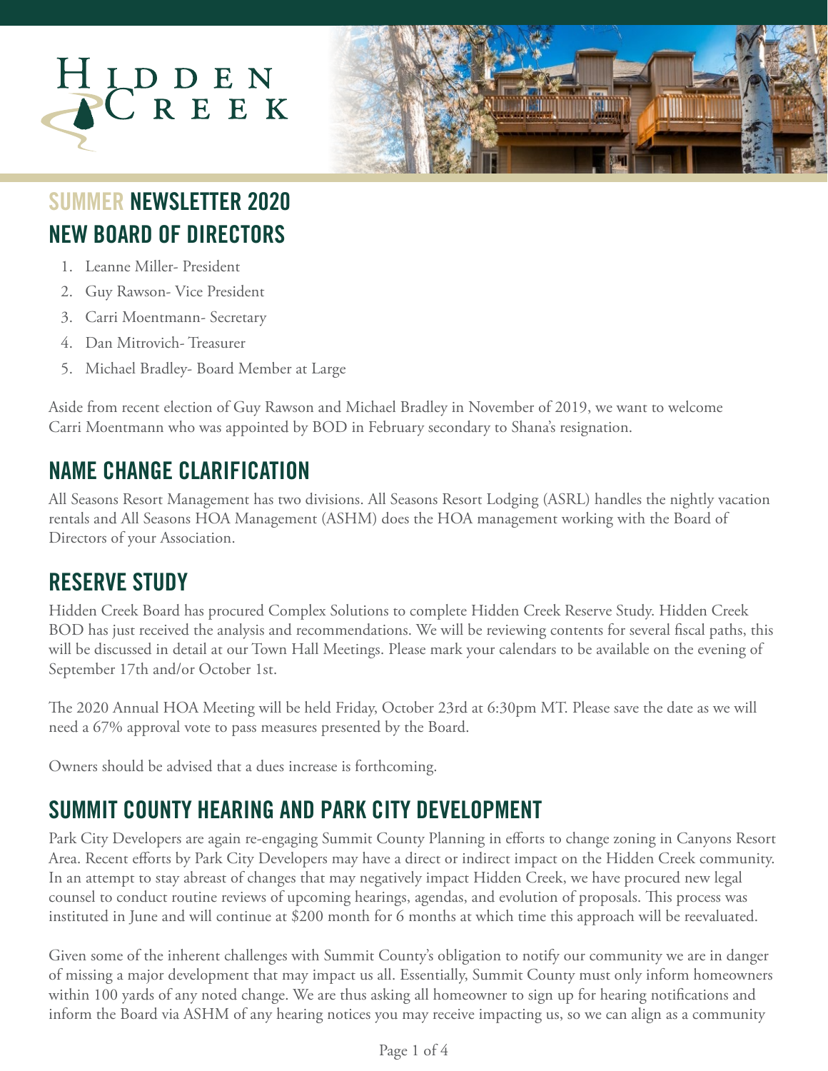# HIDDEN CREEK

## SUMMER NEWSLETTER 2020

## NEW BOARD OF DIRECTORS

1. Leanne Miller- President
2. Guy Rawson- Vice President
3. Carri Moentmann- Secretary
4. Dan Mitrovich- Treasurer
5. Michael Bradley- Board Member at Large

Aside from recent election of Guy Rawson and Michael Bradley in November of 2019, we want to welcome Carri Moentmann who was appointed by BOD in February secondary to Shana's resignation.

## NAME CHANGE CLARIFICATION

All Seasons Resort Management has two divisions. All Seasons Resort Lodging (ASRL) handles the nightly vacation rentals and All Seasons HOA Management (ASHM) does the HOA management working with the Board of Directors of your Association.

## RESERVE STUDY

Hidden Creek Board has procured Complex Solutions to complete Hidden Creek Reserve Study. Hidden Creek BOD has just received the analysis and recommendations. We will be reviewing contents for several fiscal paths, this will be discussed in detail at our Town Hall Meetings. Please mark your calendars to be available on the evening of September 17th and/or October 1st.

The 2020 Annual HOA Meeting will be held Friday, October 23rd at 6:30pm MT. Please save the date as we will need a 67% approval vote to pass measures presented by the Board.

Owners should be advised that a dues increase is forthcoming.

## SUMMIT COUNTY HEARING AND PARK CITY DEVELOPMENT

Park City Developers are again re-engaging Summit County Planning in efforts to change zoning in Canyons Resort Area. Recent efforts by Park City Developers may have a direct or indirect impact on the Hidden Creek community. In an attempt to stay abreast of changes that may negatively impact Hidden Creek, we have procured new legal counsel to conduct routine reviews of upcoming hearings, agendas, and evolution of proposals. This process was instituted in June and will continue at $200 month for 6 months at which time this approach will be reevaluated.

Given some of the inherent challenges with Summit County's obligation to notify our community we are in danger of missing a major development that may impact us all. Essentially, Summit County must only inform homeowners within 100 yards of any noted change. We are thus asking all homeowner to sign up for hearing notifications and inform the Board via ASHM of any hearing notices you may receive impacting us, so we can align as a community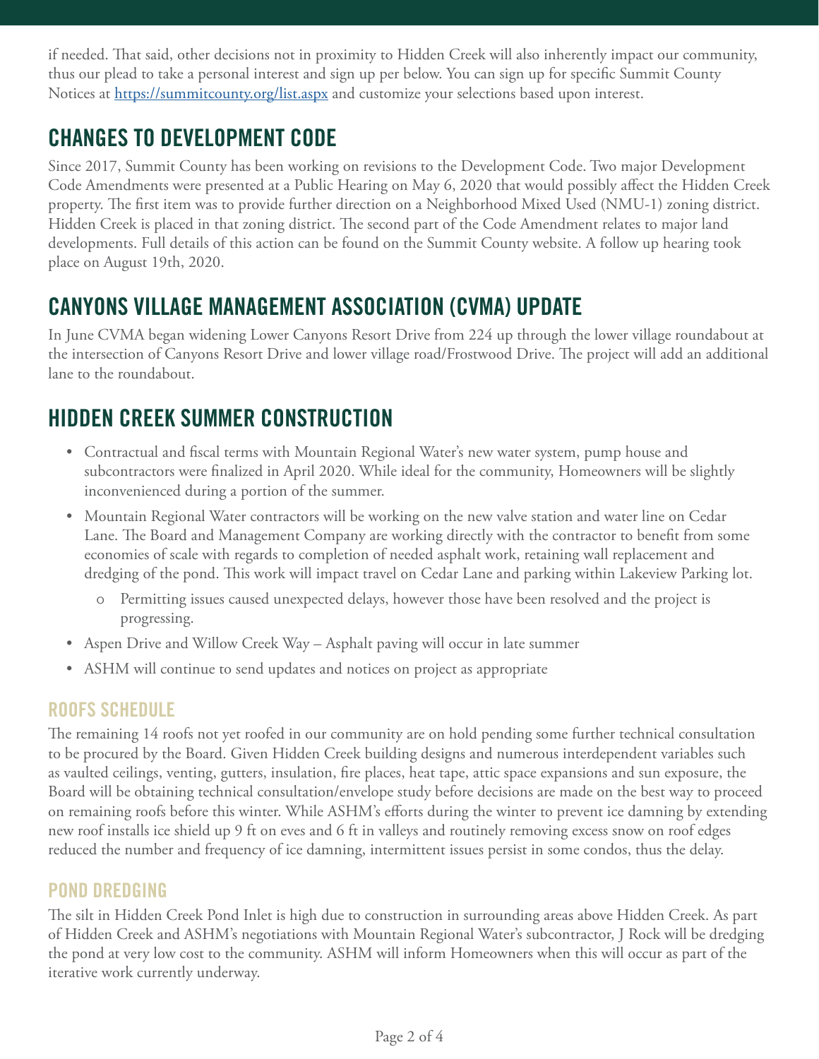if needed. That said, other decisions not in proximity to Hidden Creek will also inherently impact our community, thus our plead to take a personal interest and sign up per below. You can sign up for specific Summit County Notices at [https://summitcounty.org/list.aspx](https://summitcounty.org/list.aspx) and customize your selections based upon interest.

## CHANGES TO DEVELOPMENT CODE

Since 2017, Summit County has been working on revisions to the Development Code. Two major Development Code Amendments were presented at a Public Hearing on May 6, 2020 that would possibly affect the Hidden Creek property. The first item was to provide further direction on a Neighborhood Mixed Used (NMU-1) zoning district. Hidden Creek is placed in that zoning district. The second part of the Code Amendment relates to major land developments. Full details of this action can be found on the Summit County website. A follow up hearing took place on August 19th, 2020.

## CANYONS VILLAGE MANAGEMENT ASSOCIATION (CVMA) UPDATE

In June CVMA began widening Lower Canyons Resort Drive from 224 up through the lower village roundabout at the intersection of Canyons Resort Drive and lower village road/Frostwood Drive. The project will add an additional lane to the roundabout.

## HIDDEN CREEK SUMMER CONSTRUCTION

- Contractual and fiscal terms with Mountain Regional Water's new water system, pump house and subcontractors were finalized in April 2020. While ideal for the community, Homeowners will be slightly inconvenienced during a portion of the summer.
- Mountain Regional Water contractors will be working on the new valve station and water line on Cedar Lane. The Board and Management Company are working directly with the contractor to benefit from some economies of scale with regards to completion of needed asphalt work, retaining wall replacement and dredging of the pond. This work will impact travel on Cedar Lane and parking within Lakeview Parking lot.
  - Permitting issues caused unexpected delays, however those have been resolved and the project is progressing.
- Aspen Drive and Willow Creek Way – Asphalt paving will occur in late summer
- ASHM will continue to send updates and notices on project as appropriate

### ROOFS SCHEDULE

The remaining 14 roofs not yet roofed in our community are on hold pending some further technical consultation to be procured by the Board. Given Hidden Creek building designs and numerous interdependent variables such as vaulted ceilings, venting, gutters, insulation, fire places, heat tape, attic space expansions and sun exposure, the Board will be obtaining technical consultation/envelope study before decisions are made on the best way to proceed on remaining roofs before this winter. While ASHM's efforts during the winter to prevent ice damning by extending new roof installs ice shield up 9 ft on eves and 6 ft in valleys and routinely removing excess snow on roof edges reduced the number and frequency of ice damning, intermittent issues persist in some condos, thus the delay.

### POND DREDGING

The silt in Hidden Creek Pond Inlet is high due to construction in surrounding areas above Hidden Creek. As part of Hidden Creek and ASHM's negotiations with Mountain Regional Water's subcontractor, J Rock will be dredging the pond at very low cost to the community. ASHM will inform Homeowners when this will occur as part of the iterative work currently underway.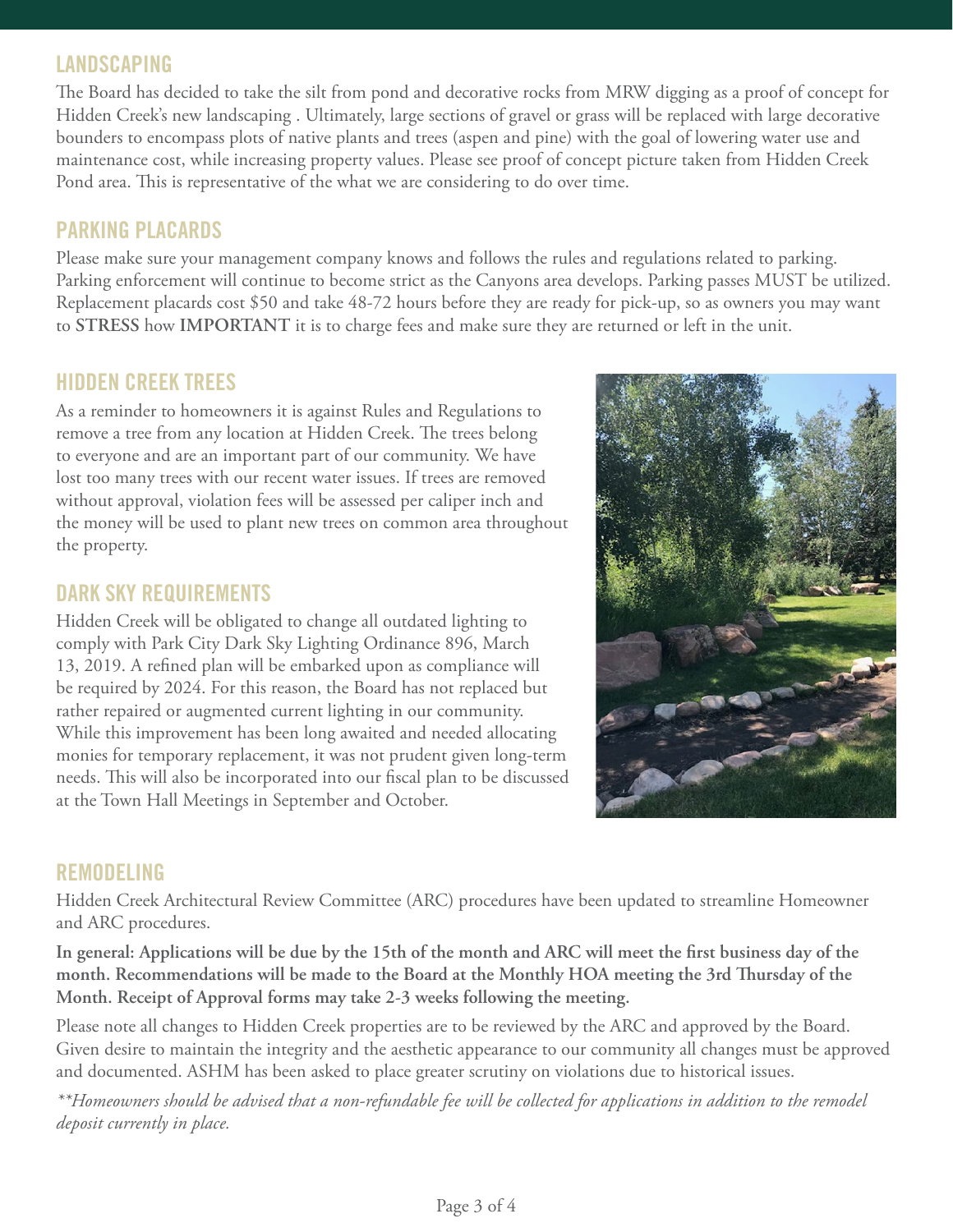## LANDSCAPING

The Board has decided to take the silt from pond and decorative rocks from MRW digging as a proof of concept for Hidden Creek's new landscaping . Ultimately, large sections of gravel or grass will be replaced with large decorative bounders to encompass plots of native plants and trees (aspen and pine) with the goal of lowering water use and maintenance cost, while increasing property values. Please see proof of concept picture taken from Hidden Creek Pond area. This is representative of the what we are considering to do over time.

## PARKING PLACARDS

Please make sure your management company knows and follows the rules and regulations related to parking. Parking enforcement will continue to become strict as the Canyons area develops. Parking passes MUST be utilized. Replacement placards cost $50 and take 48-72 hours before they are ready for pick-up, so as owners you may want to **STRESS** how **IMPORTANT** it is to charge fees and make sure they are returned or left in the unit.

## HIDDEN CREEK TREES

As a reminder to homeowners it is against Rules and Regulations to remove a tree from any location at Hidden Creek. The trees belong to everyone and are an important part of our community. We have lost too many trees with our recent water issues. If trees are removed without approval, violation fees will be assessed per caliper inch and the money will be used to plant new trees on common area throughout the property.

## DARK SKY REQUIREMENTS

Hidden Creek will be obligated to change all outdated lighting to comply with Park City Dark Sky Lighting Ordinance 896, March 13, 2019. A refined plan will be embarked upon as compliance will be required by 2024. For this reason, the Board has not replaced but rather repaired or augmented current lighting in our community. While this improvement has been long awaited and needed allocating monies for temporary replacement, it was not prudent given long-term needs. This will also be incorporated into our fiscal plan to be discussed at the Town Hall Meetings in September and October.

## REMODELING

Hidden Creek Architectural Review Committee (ARC) procedures have been updated to streamline Homeowner and ARC procedures.

**In general: Applications will be due by the 15th of the month and ARC will meet the first business day of the month. Recommendations will be made to the Board at the Monthly HOA meeting the 3rd Thursday of the Month. Receipt of Approval forms may take 2-3 weeks following the meeting.**

Please note all changes to Hidden Creek properties are to be reviewed by the ARC and approved by the Board. Given desire to maintain the integrity and the aesthetic appearance to our community all changes must be approved and documented. ASHM has been asked to place greater scrutiny on violations due to historical issues.

*\*\*Homeowners should be advised that a non-refundable fee will be collected for applications in addition to the remodel deposit currently in place.*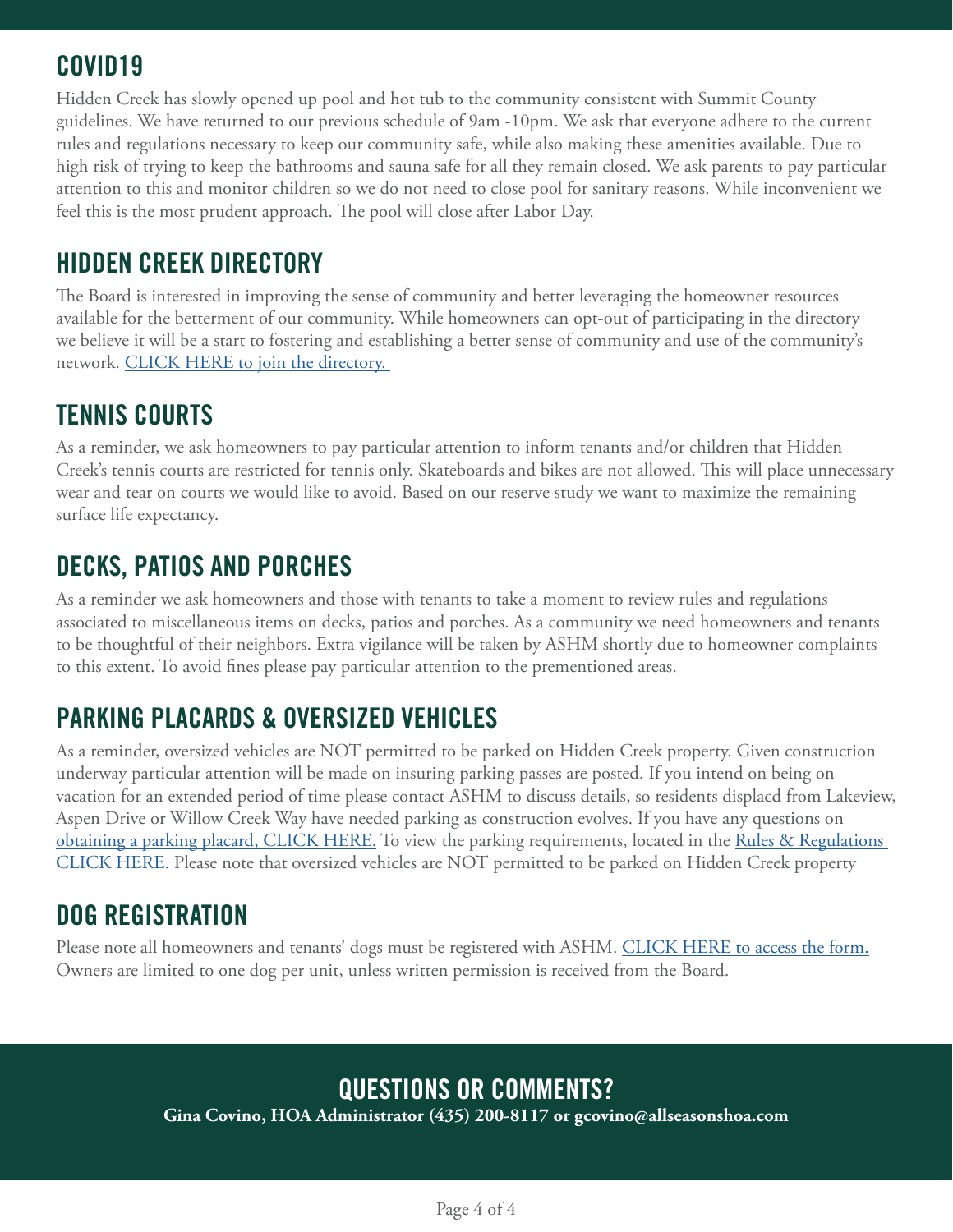## COVID19

Hidden Creek has slowly opened up pool and hot tub to the community consistent with Summit County guidelines. We have returned to our previous schedule of 9am -10pm. We ask that everyone adhere to the current rules and regulations necessary to keep our community safe, while also making these amenities available. Due to high risk of trying to keep the bathrooms and sauna safe for all they remain closed. We ask parents to pay particular attention to this and monitor children so we do not need to close pool for sanitary reasons. While inconvenient we feel this is the most prudent approach. The pool will close after Labor Day.

## HIDDEN CREEK DIRECTORY

The Board is interested in improving the sense of community and better leveraging the homeowner resources available for the betterment of our community. While homeowners can opt-out of participating in the directory we believe it will be a start to fostering and establishing a better sense of community and use of the community's network. CLICK HERE to join the directory.

## TENNIS COURTS

As a reminder, we ask homeowners to pay particular attention to inform tenants and/or children that Hidden Creek's tennis courts are restricted for tennis only. Skateboards and bikes are not allowed. This will place unnecessary wear and tear on courts we would like to avoid. Based on our reserve study we want to maximize the remaining surface life expectancy.

## DECKS, PATIOS AND PORCHES

As a reminder we ask homeowners and those with tenants to take a moment to review rules and regulations associated to miscellaneous items on decks, patios and porches. As a community we need homeowners and tenants to be thoughtful of their neighbors. Extra vigilance will be taken by ASHM shortly due to homeowner complaints to this extent. To avoid fines please pay particular attention to the prementioned areas.

## PARKING PLACARDS & OVERSIZED VEHICLES

As a reminder, oversized vehicles are NOT permitted to be parked on Hidden Creek property. Given construction underway particular attention will be made on insuring parking passes are posted. If you intend on being on vacation for an extended period of time please contact ASHM to discuss details, so residents displacd from Lakeview, Aspen Drive or Willow Creek Way have needed parking as construction evolves. If you have any questions on obtaining a parking placard, CLICK HERE. To view the parking requirements, located in the Rules & Regulations CLICK HERE. Please note that oversized vehicles are NOT permitted to be parked on Hidden Creek property

## DOG REGISTRATION

Please note all homeowners and tenants' dogs must be registered with ASHM. CLICK HERE to access the form. Owners are limited to one dog per unit, unless written permission is received from the Board.

## QUESTIONS OR COMMENTS?

**Gina Covino, HOA Administrator (435) 200-8117 or gcovino@allseasonshoa.com**